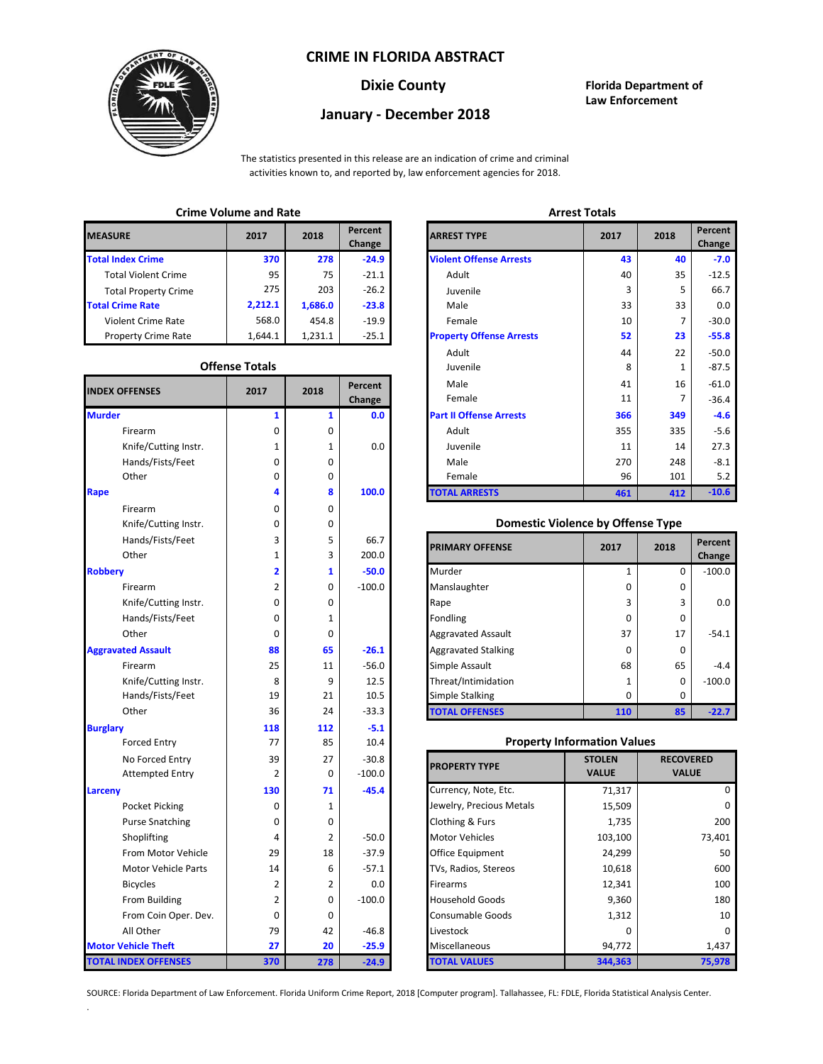# CRIME IN FLORIDA ABSTRACT

## Dixie County

## January - December 2018

**Florida Department of Law Enforcement**

The statistics presented in this release are an indication of crime and criminal activities known to, and reported by, law enforcement agencies for 2018.

### Crime Volume and Rate

| MEASURE | 2017 | 2018 | Percent Change |
|---|---|---|---|
| **Total Index Crime** | **370** | **278** | **-24.9** |
| Total Violent Crime | 95 | 75 | -21.1 |
| Total Property Crime | 275 | 203 | -26.2 |
| **Total Crime Rate** | **2,212.1** | **1,686.0** | **-23.8** |
| Violent Crime Rate | 568.0 | 454.8 | -19.9 |
| Property Crime Rate | 1,644.1 | 1,231.1 | -25.1 |

### Offense Totals

| INDEX OFFENSES | 2017 | 2018 | Percent Change |
|---|---|---|---|
| **Murder** | **1** | **1** | **0.0** |
| Firearm | 0 | 0 | |
| Knife/Cutting Instr. | 1 | 1 | 0.0 |
| Hands/Fists/Feet | 0 | 0 | |
| Other | 0 | 0 | |
| **Rape** | **4** | **8** | **100.0** |
| Firearm | 0 | 0 | |
| Knife/Cutting Instr. | 0 | 0 | |
| Hands/Fists/Feet | 3 | 5 | 66.7 |
| Other | 1 | 3 | 200.0 |
| **Robbery** | **2** | **1** | **-50.0** |
| Firearm | 2 | 0 | -100.0 |
| Knife/Cutting Instr. | 0 | 0 | |
| Hands/Fists/Feet | 0 | 1 | |
| Other | 0 | 0 | |
| **Aggravated Assault** | **88** | **65** | **-26.1** |
| Firearm | 25 | 11 | -56.0 |
| Knife/Cutting Instr. | 8 | 9 | 12.5 |
| Hands/Fists/Feet | 19 | 21 | 10.5 |
| Other | 36 | 24 | -33.3 |
| **Burglary** | **118** | **112** | **-5.1** |
| Forced Entry | 77 | 85 | 10.4 |
| No Forced Entry | 39 | 27 | -30.8 |
| Attempted Entry | 2 | 0 | -100.0 |
| **Larceny** | **130** | **71** | **-45.4** |
| Pocket Picking | 0 | 1 | |
| Purse Snatching | 0 | 0 | |
| Shoplifting | 4 | 2 | -50.0 |
| From Motor Vehicle | 29 | 18 | -37.9 |
| Motor Vehicle Parts | 14 | 6 | -57.1 |
| Bicycles | 2 | 2 | 0.0 |
| From Building | 2 | 0 | -100.0 |
| From Coin Oper. Dev. | 0 | 0 | |
| All Other | 79 | 42 | -46.8 |
| **Motor Vehicle Theft** | **27** | **20** | **-25.9** |
| **TOTAL INDEX OFFENSES** | **370** | **278** | **-24.9** |

### Arrest Totals

| ARREST TYPE | 2017 | 2018 | Percent Change |
|---|---|---|---|
| **Violent Offense Arrests** | **43** | **40** | **-7.0** |
| Adult | 40 | 35 | -12.5 |
| Juvenile | 3 | 5 | 66.7 |
| Male | 33 | 33 | 0.0 |
| Female | 10 | 7 | -30.0 |
| **Property Offense Arrests** | **52** | **23** | **-55.8** |
| Adult | 44 | 22 | -50.0 |
| Juvenile | 8 | 1 | -87.5 |
| Male | 41 | 16 | -61.0 |
| Female | 11 | 7 | -36.4 |
| **Part II Offense Arrests** | **366** | **349** | **-4.6** |
| Adult | 355 | 335 | -5.6 |
| Juvenile | 11 | 14 | 27.3 |
| Male | 270 | 248 | -8.1 |
| Female | 96 | 101 | 5.2 |
| **TOTAL ARRESTS** | **461** | **412** | **-10.6** |

### Domestic Violence by Offense Type

| PRIMARY OFFENSE | 2017 | 2018 | Percent Change |
|---|---|---|---|
| Murder | 1 | 0 | -100.0 |
| Manslaughter | 0 | 0 | |
| Rape | 3 | 3 | 0.0 |
| Fondling | 0 | 0 | |
| Aggravated Assault | 37 | 17 | -54.1 |
| Aggravated Stalking | 0 | 0 | |
| Simple Assault | 68 | 65 | -4.4 |
| Threat/Intimidation | 1 | 0 | -100.0 |
| Simple Stalking | 0 | 0 | |
| **TOTAL OFFENSES** | **110** | **85** | **-22.7** |

### Property Information Values

| PROPERTY TYPE | STOLEN VALUE | RECOVERED VALUE |
|---|---|---|
| Currency, Note, Etc. | 71,317 | 0 |
| Jewelry, Precious Metals | 15,509 | 0 |
| Clothing & Furs | 1,735 | 200 |
| Motor Vehicles | 103,100 | 73,401 |
| Office Equipment | 24,299 | 50 |
| TVs, Radios, Stereos | 10,618 | 600 |
| Firearms | 12,341 | 100 |
| Household Goods | 9,360 | 180 |
| Consumable Goods | 1,312 | 10 |
| Livestock | 0 | 0 |
| Miscellaneous | 94,772 | 1,437 |
| **TOTAL VALUES** | **344,363** | **75,978** |

SOURCE: Florida Department of Law Enforcement. Florida Uniform Crime Report, 2018 [Computer program]. Tallahassee, FL: FDLE, Florida Statistical Analysis Center.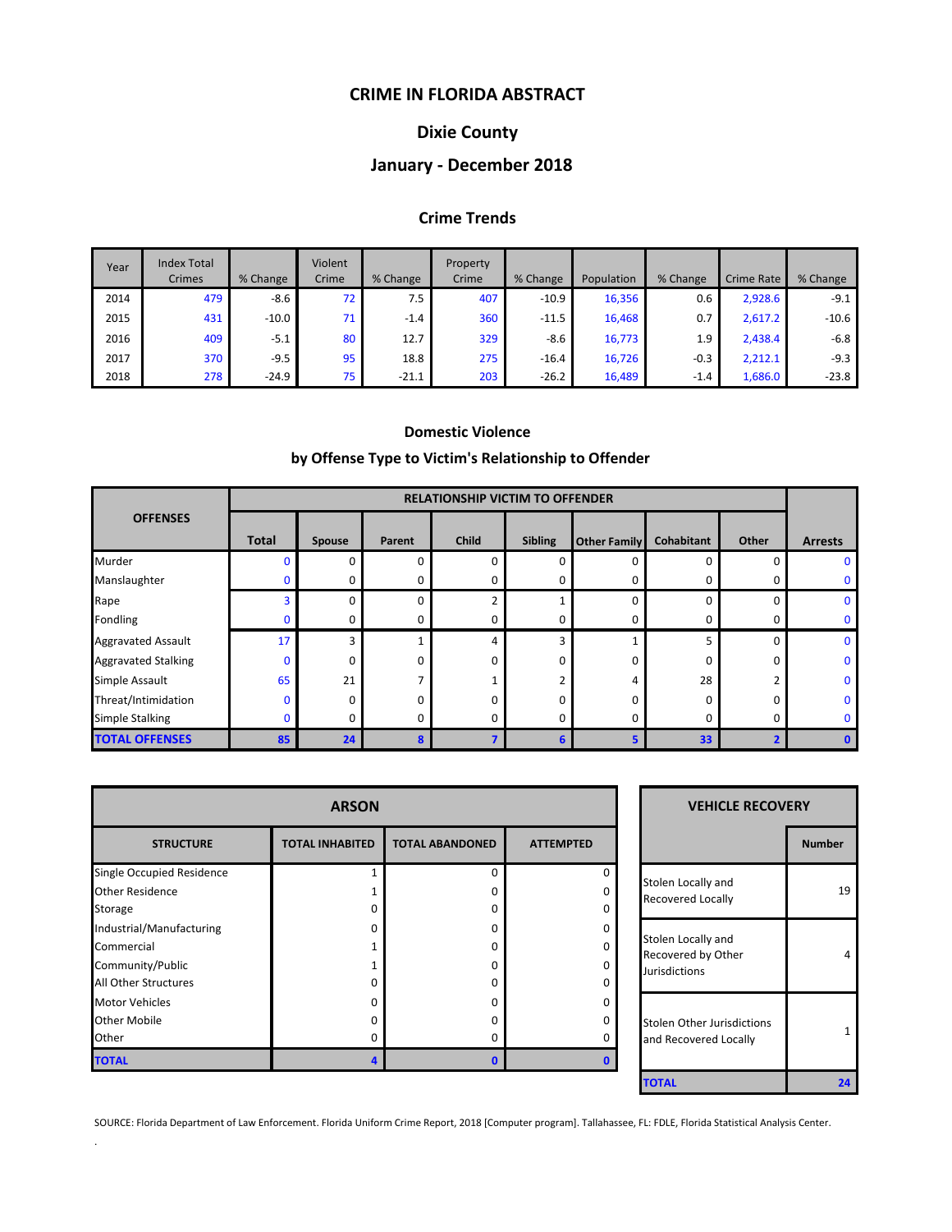# CRIME IN FLORIDA ABSTRACT

## Dixie County

## January - December 2018

### Crime Trends

| Year | Index Total Crimes | % Change | Violent Crime | % Change | Property Crime | % Change | Population | % Change | Crime Rate | % Change |
|---|---|---|---|---|---|---|---|---|---|---|
| 2014 | 479 | -8.6 | 72 | 7.5 | 407 | -10.9 | 16,356 | 0.6 | 2,928.6 | -9.1 |
| 2015 | 431 | -10.0 | 71 | -1.4 | 360 | -11.5 | 16,468 | 0.7 | 2,617.2 | -10.6 |
| 2016 | 409 | -5.1 | 80 | 12.7 | 329 | -8.6 | 16,773 | 1.9 | 2,438.4 | -6.8 |
| 2017 | 370 | -9.5 | 95 | 18.8 | 275 | -16.4 | 16,726 | -0.3 | 2,212.1 | -9.3 |
| 2018 | 278 | -24.9 | 75 | -21.1 | 203 | -26.2 | 16,489 | -1.4 | 1,686.0 | -23.8 |

### Domestic Violence

### by Offense Type to Victim's Relationship to Offender

| OFFENSES | RELATIONSHIP VICTIM TO OFFENDER | | | | | | | | |
|---|---|---|---|---|---|---|---|---|---|
| | Total | Spouse | Parent | Child | Sibling | Other Family | Cohabitant | Other | Arrests |
| Murder | 0 | 0 | 0 | 0 | 0 | 0 | 0 | 0 | 0 |
| Manslaughter | 0 | 0 | 0 | 0 | 0 | 0 | 0 | 0 | 0 |
| Rape | 3 | 0 | 0 | 2 | 1 | 0 | 0 | 0 | 0 |
| Fondling | 0 | 0 | 0 | 0 | 0 | 0 | 0 | 0 | 0 |
| Aggravated Assault | 17 | 3 | 1 | 4 | 3 | 1 | 5 | 0 | 0 |
| Aggravated Stalking | 0 | 0 | 0 | 0 | 0 | 0 | 0 | 0 | 0 |
| Simple Assault | 65 | 21 | 7 | 1 | 2 | 4 | 28 | 2 | 0 |
| Threat/Intimidation | 0 | 0 | 0 | 0 | 0 | 0 | 0 | 0 | 0 |
| Simple Stalking | 0 | 0 | 0 | 0 | 0 | 0 | 0 | 0 | 0 |
| TOTAL OFFENSES | 85 | 24 | 8 | 7 | 6 | 5 | 33 | 2 | 0 |

### ARSON

| STRUCTURE | TOTAL INHABITED | TOTAL ABANDONED | ATTEMPTED |
|---|---|---|---|
| Single Occupied Residence | 1 | 0 | 0 |
| Other Residence | 1 | 0 | 0 |
| Storage | 0 | 0 | 0 |
| Industrial/Manufacturing | 0 | 0 | 0 |
| Commercial | 1 | 0 | 0 |
| Community/Public | 1 | 0 | 0 |
| All Other Structures | 0 | 0 | 0 |
| Motor Vehicles | 0 | 0 | 0 |
| Other Mobile | 0 | 0 | 0 |
| Other | 0 | 0 | 0 |
| TOTAL | 4 | 0 | 0 |

### VEHICLE RECOVERY

| | Number |
|---|---|
| Stolen Locally and Recovered Locally | 19 |
| Stolen Locally and Recovered by Other Jurisdictions | 4 |
| Stolen Other Jurisdictions and Recovered Locally | 1 |
| TOTAL | 24 |

SOURCE: Florida Department of Law Enforcement. Florida Uniform Crime Report, 2018 [Computer program]. Tallahassee, FL: FDLE, Florida Statistical Analysis Center.